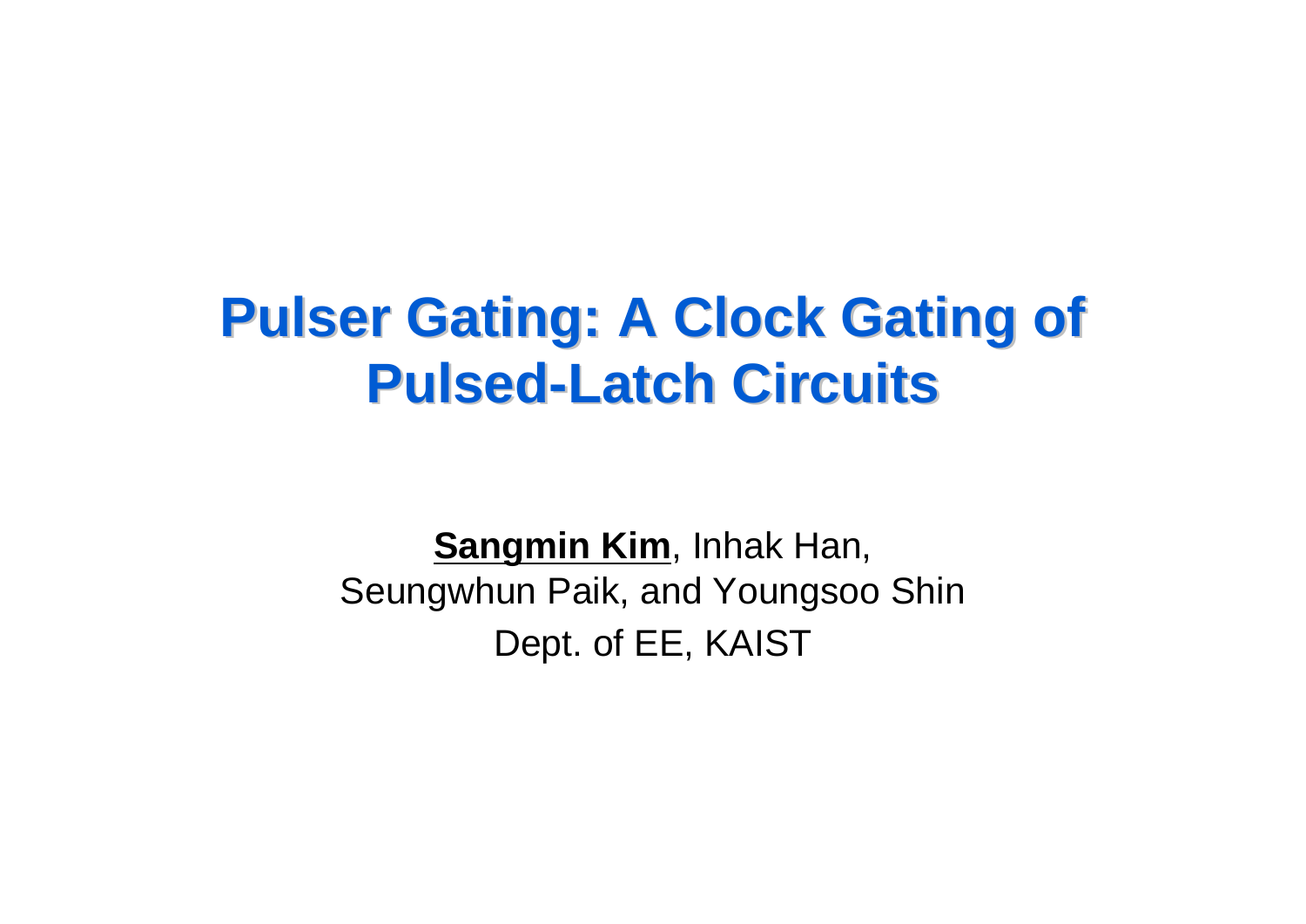# Pulser Gating: A Clock Gating of Pulsed-Latch Circuits

**Sangmin Kim**, Inhak Han,
Seungwhun Paik, and Youngsoo Shin
Dept. of EE, KAIST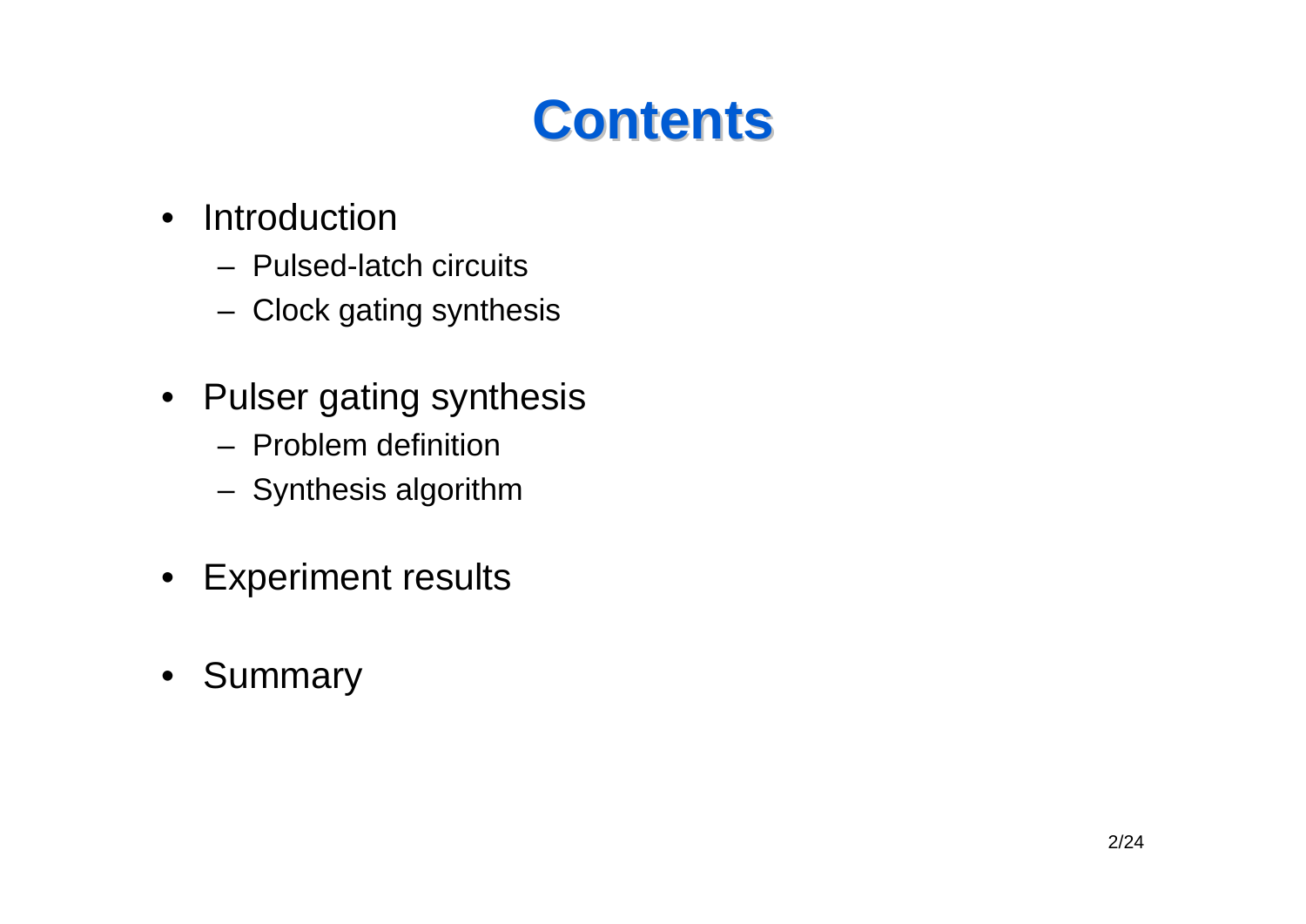# Contents

- Introduction
  - Pulsed-latch circuits
  - Clock gating synthesis
- Pulser gating synthesis
  - Problem definition
  - Synthesis algorithm
- Experiment results
- Summary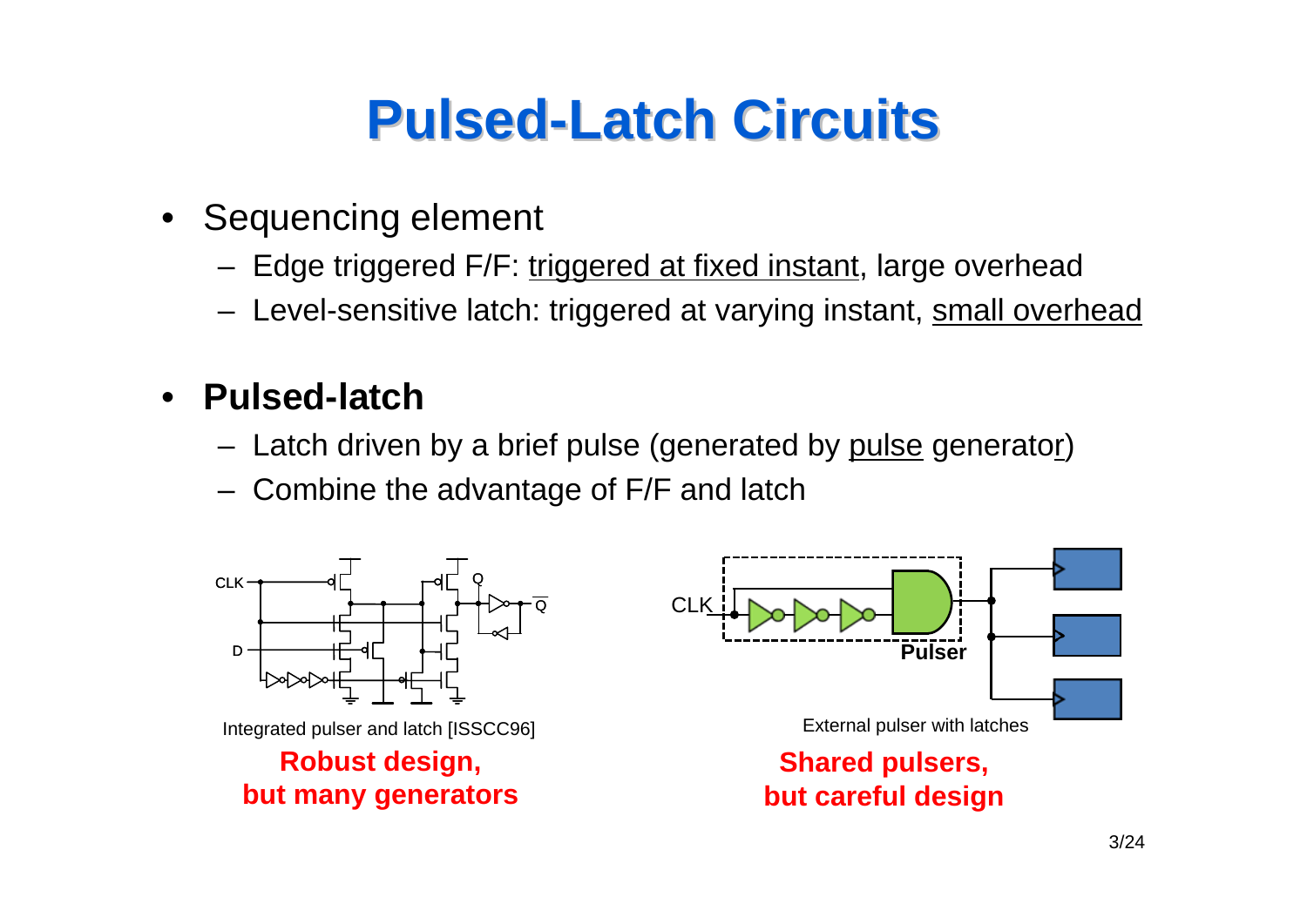# Pulsed-Latch Circuits

- Sequencing element
  - Edge triggered F/F: triggered at fixed instant, large overhead
  - Level-sensitive latch: triggered at varying instant, small overhead
- **Pulsed-latch**
  - Latch driven by a brief pulse (generated by pulse generator)
  - Combine the advantage of F/F and latch

Integrated pulser and latch [ISSCC96]

**Robust design, but many generators**

External pulser with latches

**Shared pulsers, but careful design**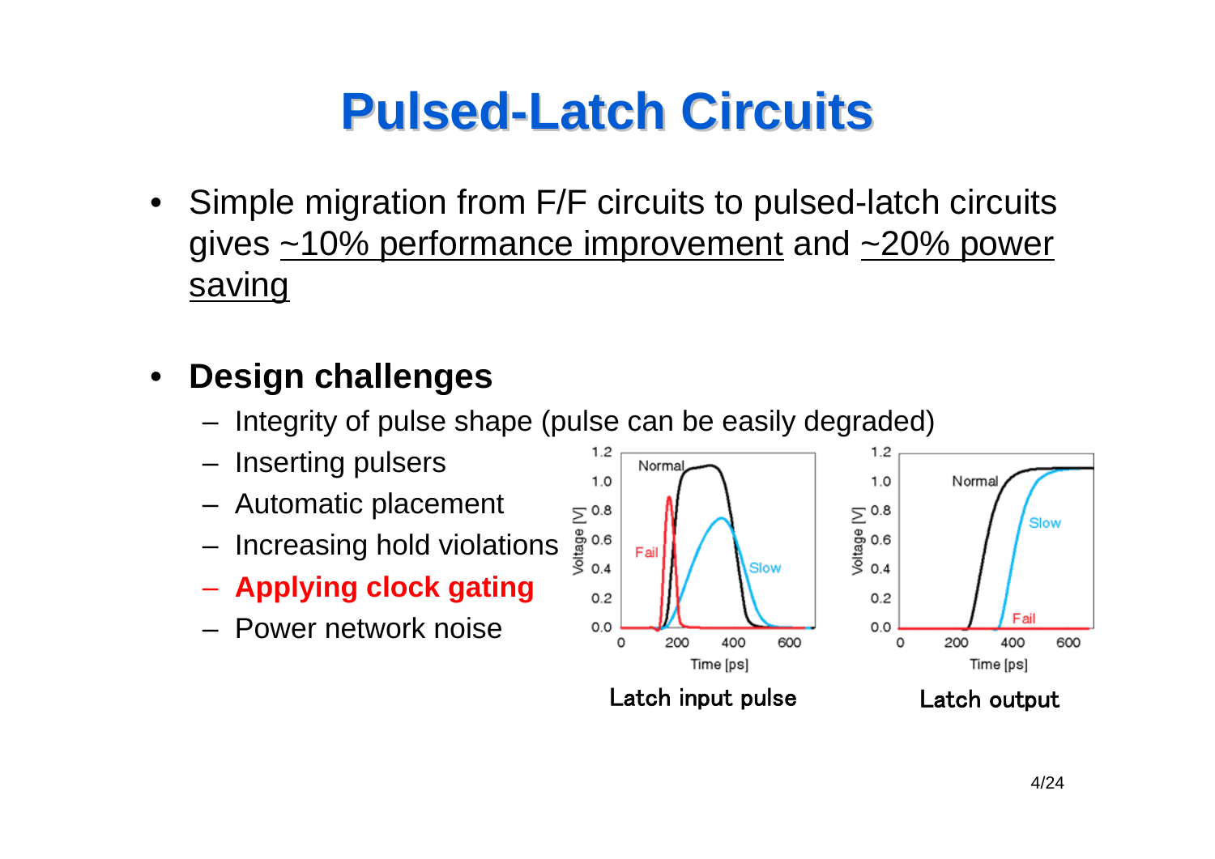# Pulsed-Latch Circuits

- Simple migration from F/F circuits to pulsed-latch circuits gives ~10% performance improvement and ~20% power saving

- **Design challenges**
  - Integrity of pulse shape (pulse can be easily degraded)
  - Inserting pulsers
  - Automatic placement
  - Increasing hold violations
  - **Applying clock gating**
  - Power network noise

Latch input pulse

Latch output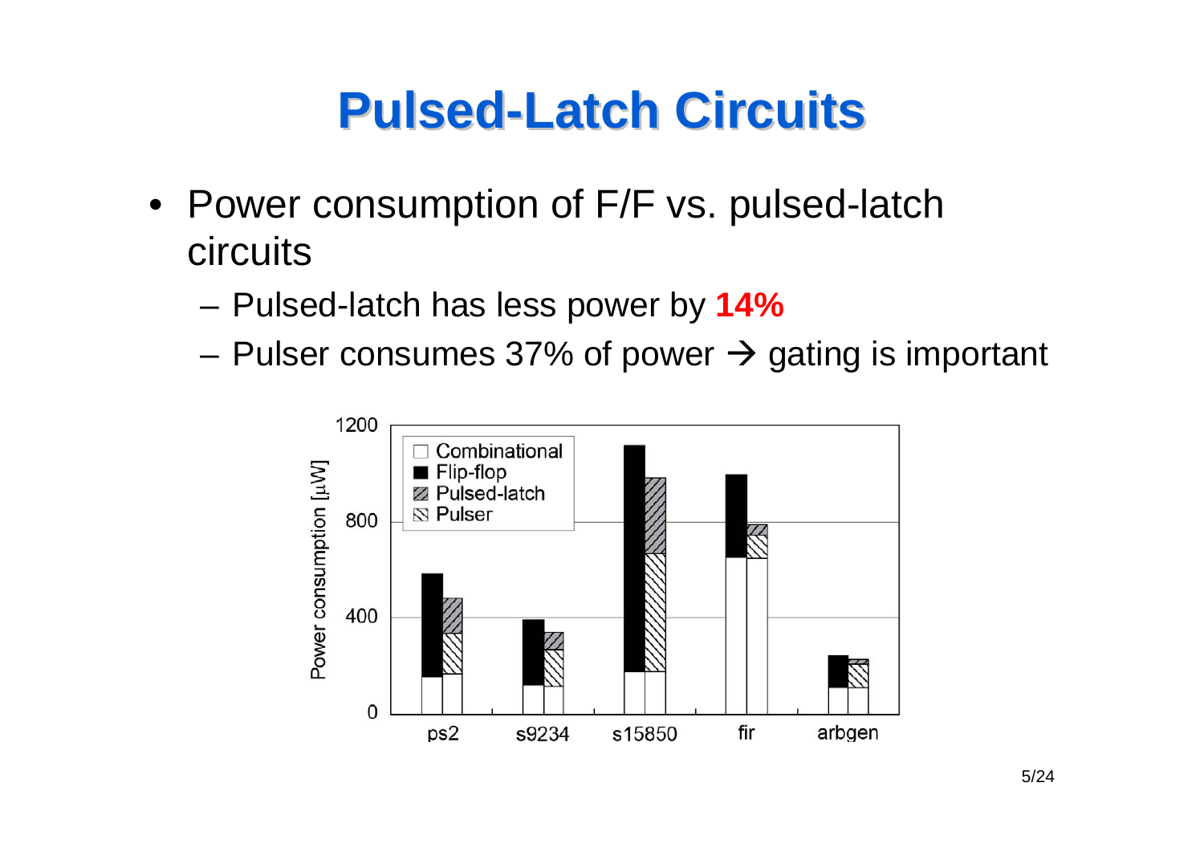# Pulsed-Latch Circuits

- Power consumption of F/F vs. pulsed-latch circuits
  - Pulsed-latch has less power by **14%**
  - Pulser consumes 37% of power → gating is important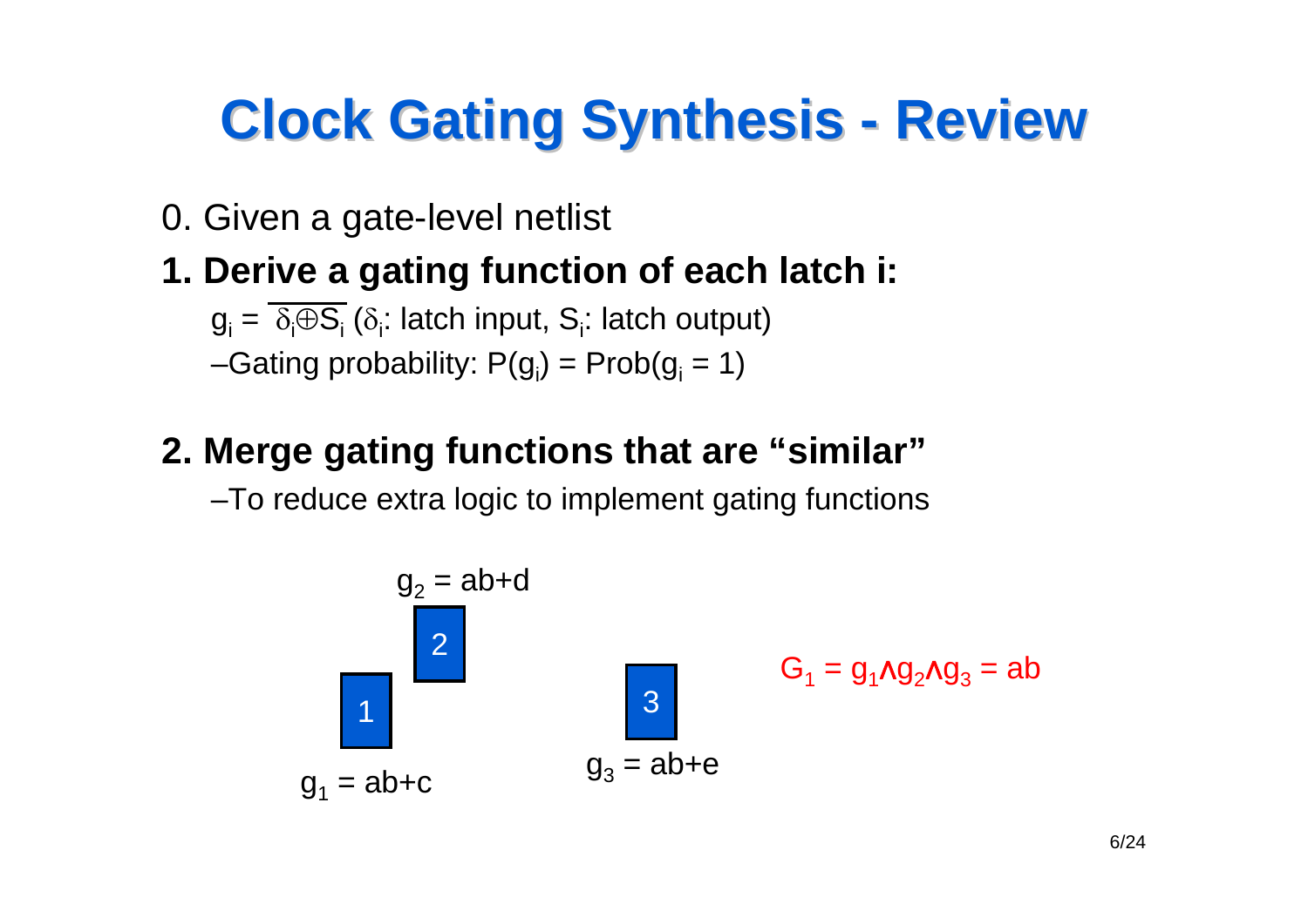# Clock Gating Synthesis - Review

0. Given a gate-level netlist

**1. Derive a gating function of each latch i:**

$g_i = \overline{\delta_i \oplus S_i}$ ($\delta_i$: latch input, $S_i$: latch output)

–Gating probability: $P(g_i) = Prob(g_i = 1)$

**2. Merge gating functions that are "similar"**

–To reduce extra logic to implement gating functions

$g_2 = ab+d$

2

1

3

$g_1 = ab+c$

$g_3 = ab+e$

$G_1 = g_1 \wedge g_2 \wedge g_3 = ab$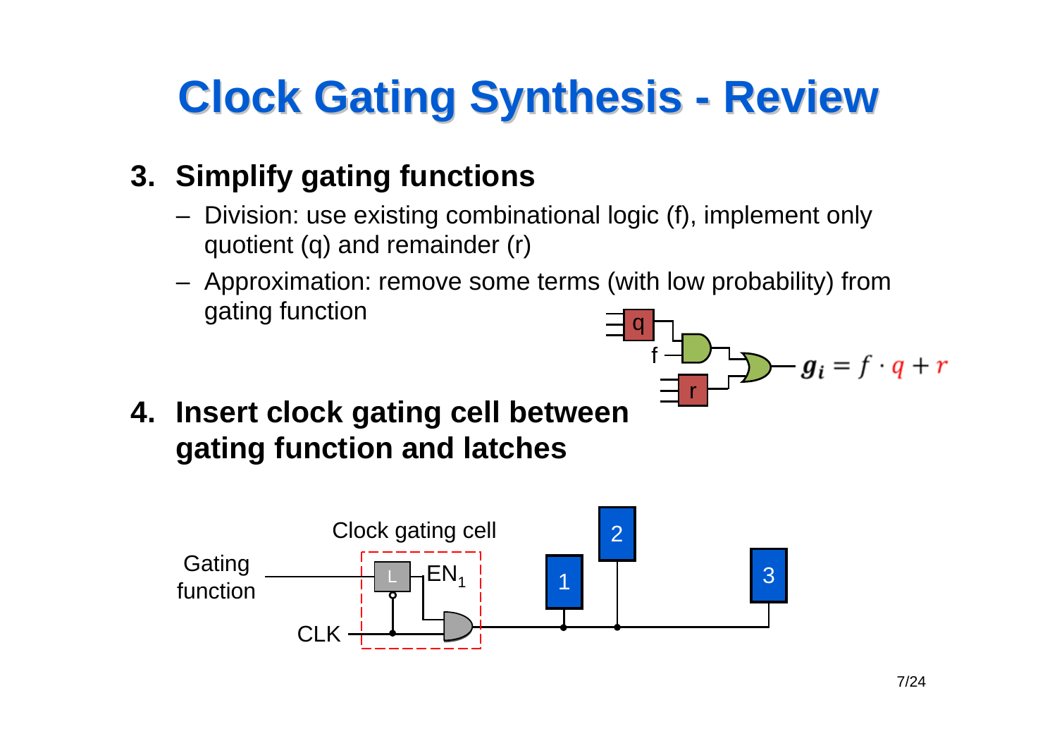# Clock Gating Synthesis - Review

3. **Simplify gating functions**
   - Division: use existing combinational logic (f), implement only quotient (q) and remainder (r)
   - Approximation: remove some terms (with low probability) from gating function

$$g_i = f \cdot q + r$$

4. **Insert clock gating cell between gating function and latches**

Clock gating cell

Gating function

CLK

L

$EN_1$

1 2 3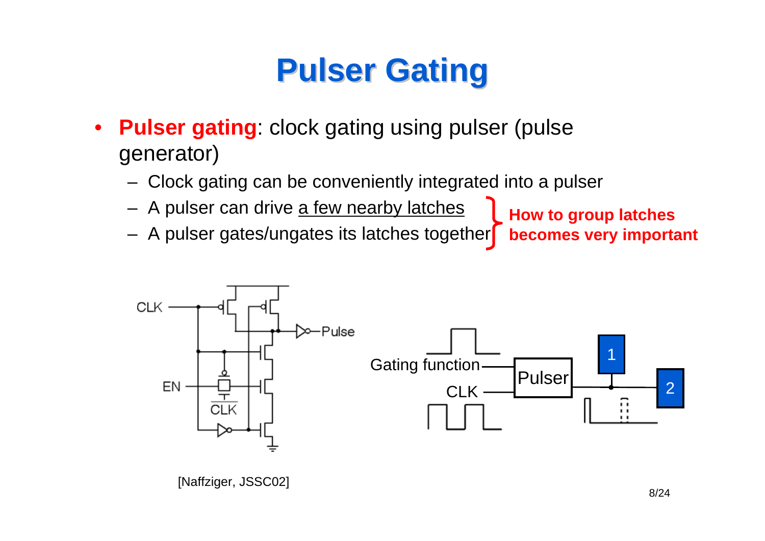# Pulser Gating

- **Pulser gating**: clock gating using pulser (pulse generator)
  - Clock gating can be conveniently integrated into a pulser
  - A pulser can drive a few nearby latches
  - A pulser gates/ungates its latches together

**How to group latches becomes very important**

[Naffziger, JSSC02]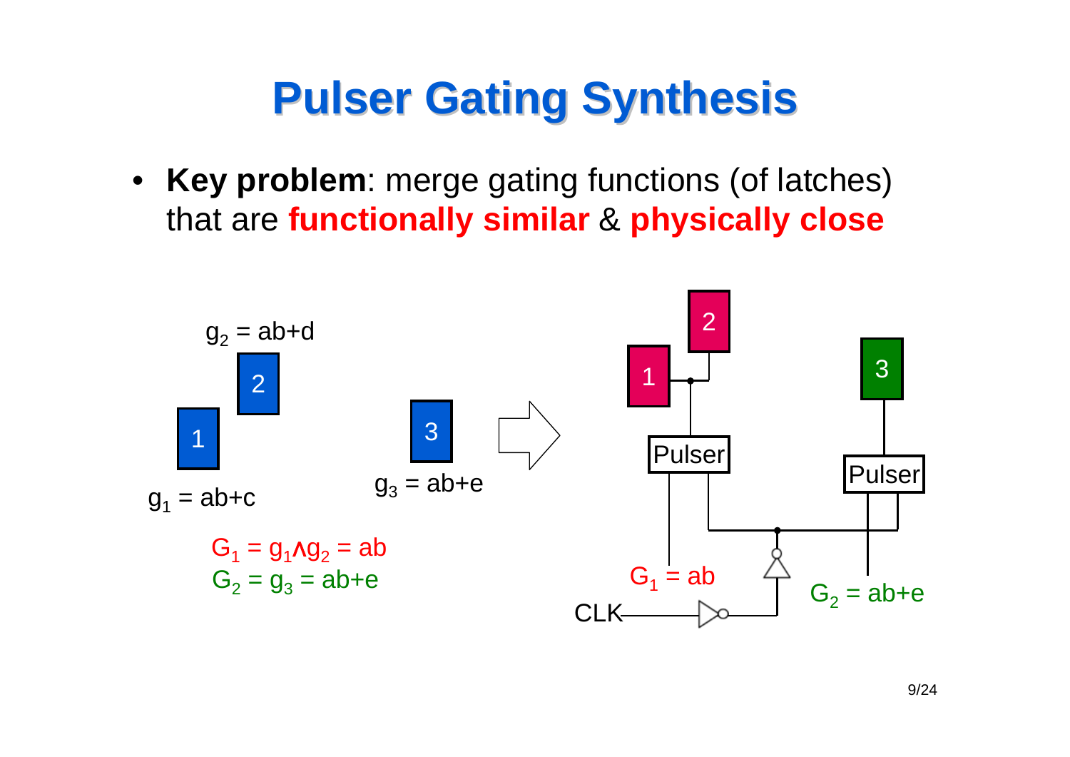# Pulser Gating Synthesis

- **Key problem**: merge gating functions (of latches) that are **functionally similar** & **physically close**

$g_2$ = ab+d

2

1

$g_1$ = ab+c

3

$g_3$ = ab+e

$G_1 = g_1 \wedge g_2$ = ab

$G_2 = g_3$ = ab+e

1

2

3

Pulser

Pulser

$G_1$ = ab

$G_2$ = ab+e

CLK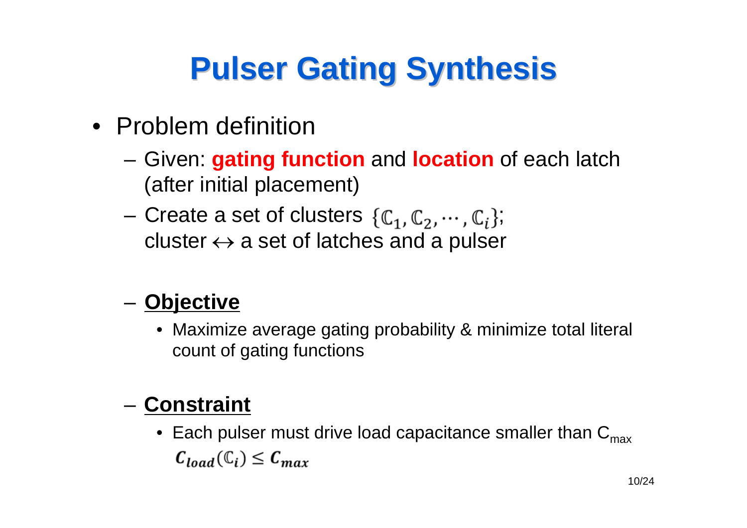# Pulser Gating Synthesis

- Problem definition
  - Given: **gating function** and **location** of each latch (after initial placement)
  - Create a set of clusters $\{\mathbb{C}_1, \mathbb{C}_2, \cdots, \mathbb{C}_i\}$; cluster $\leftrightarrow$ a set of latches and a pulser
  - **Objective**
    - Maximize average gating probability & minimize total literal count of gating functions
  - **Constraint**
    - Each pulser must drive load capacitance smaller than $C_{max}$ $\boldsymbol{C_{load}}(\mathbb{C}_i) \leq \boldsymbol{C_{max}}$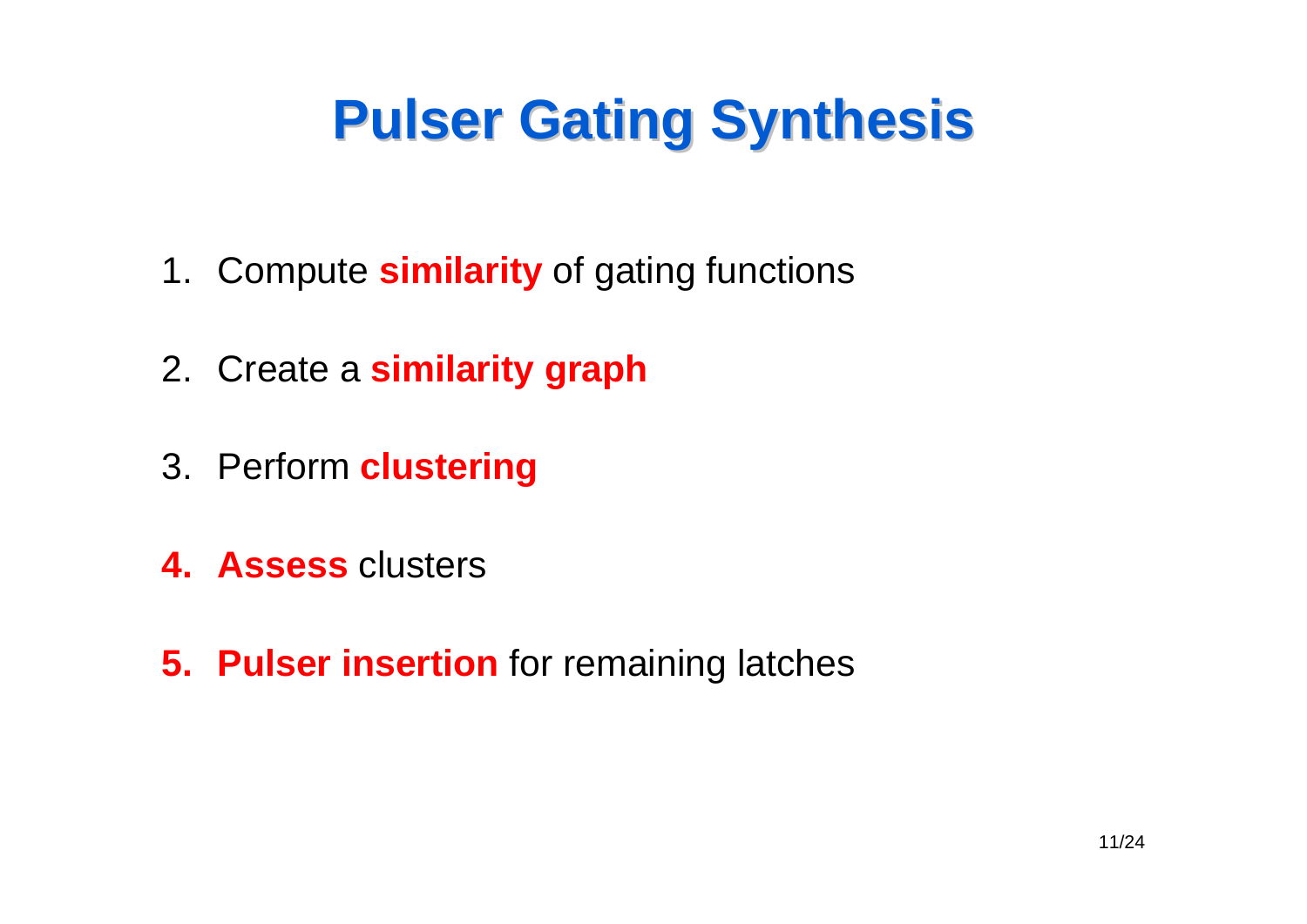# Pulser Gating Synthesis

1. Compute **similarity** of gating functions
2. Create a **similarity graph**
3. Perform **clustering**
4. **Assess** clusters
5. **Pulser insertion** for remaining latches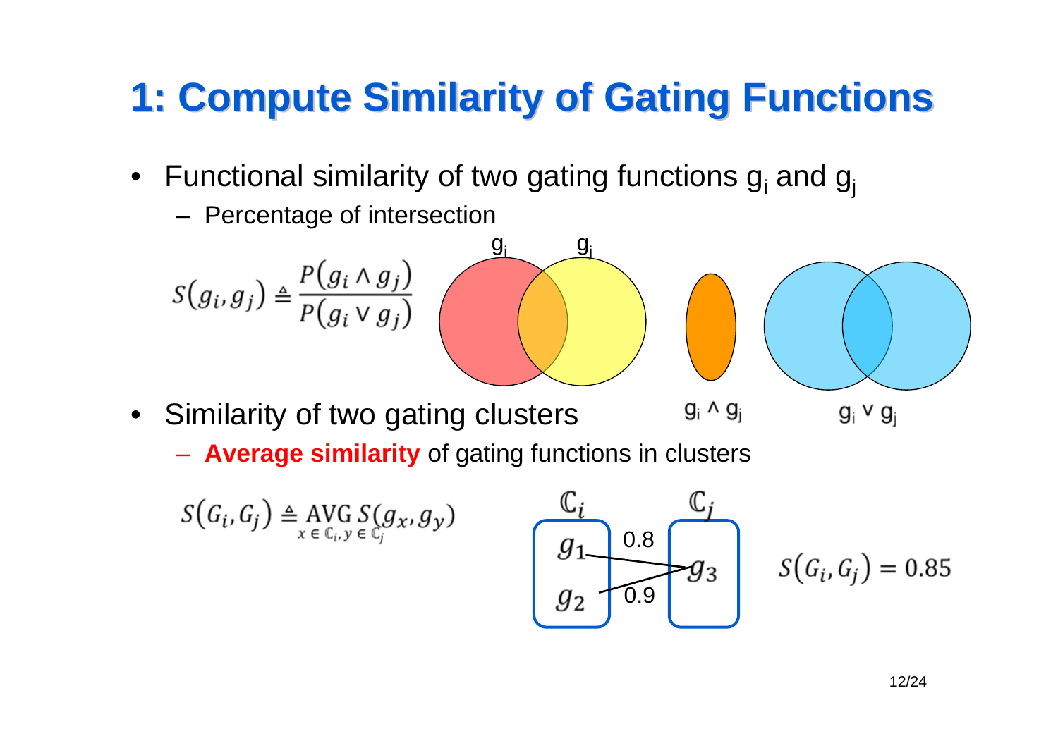# 1: Compute Similarity of Gating Functions

- Functional similarity of two gating functions $g_i$ and $g_j$
  - Percentage of intersection

$$S(g_i, g_j) \triangleq \frac{P(g_i \wedge g_j)}{P(g_i \vee g_j)}$$

$g_i$ $g_j$

$g_i \wedge g_j$ $g_i \vee g_j$

- Similarity of two gating clusters
  - **Average similarity** of gating functions in clusters

$$S(G_i, G_j) \triangleq \underset{x \in \mathbb{C}_i, y \in \mathbb{C}_j}{\text{AVG}} S(g_x, g_y)$$

$\mathbb{C}_i$: $g_1$, $g_2$ $\mathbb{C}_j$: $g_3$

0.8 0.9

$$S(G_i, G_j) = 0.85$$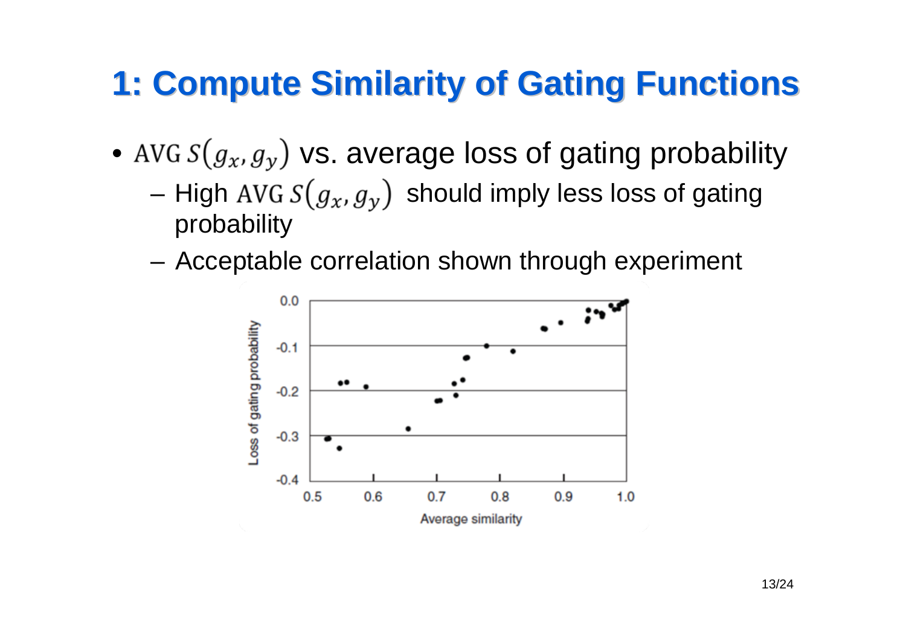# 1: Compute Similarity of Gating Functions

- $\text{AVG}\, S(g_x, g_y)$ vs. average loss of gating probability
  - High $\text{AVG}\, S(g_x, g_y)$ should imply less loss of gating probability
  - Acceptable correlation shown through experiment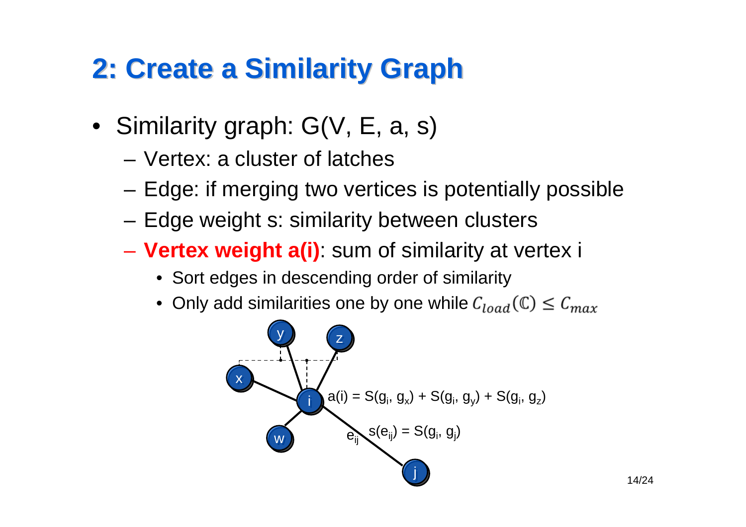## 2: Create a Similarity Graph

- Similarity graph: G(V, E, a, s)
  - Vertex: a cluster of latches
  - Edge: if merging two vertices is potentially possible
  - Edge weight s: similarity between clusters
  - **Vertex weight a(i)**: sum of similarity at vertex i
    - Sort edges in descending order of similarity
    - Only add similarities one by one while $C_{load}(\mathbb{C}) \le C_{max}$

$a(i) = S(g_i, g_x) + S(g_i, g_y) + S(g_i, g_z)$

$s(e_{ij}) = S(g_i, g_j)$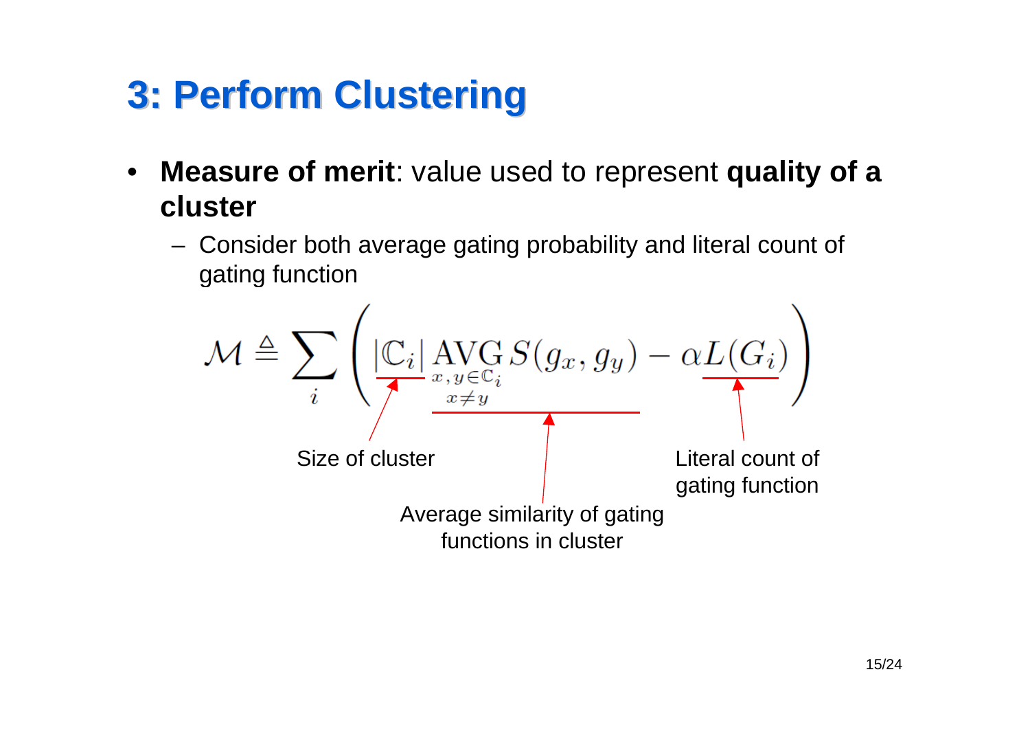# 3: Perform Clustering

- **Measure of merit**: value used to represent **quality of a cluster**
  - Consider both average gating probability and literal count of gating function

$$\mathcal{M} \triangleq \sum_i \left( |\mathbb{C}_i| \operatorname*{AVG}_{\substack{x,y \in \mathbb{C}_i \\ x \neq y}} S(g_x, g_y) - \alpha L(G_i) \right)$$

Size of cluster

Average similarity of gating functions in cluster

Literal count of gating function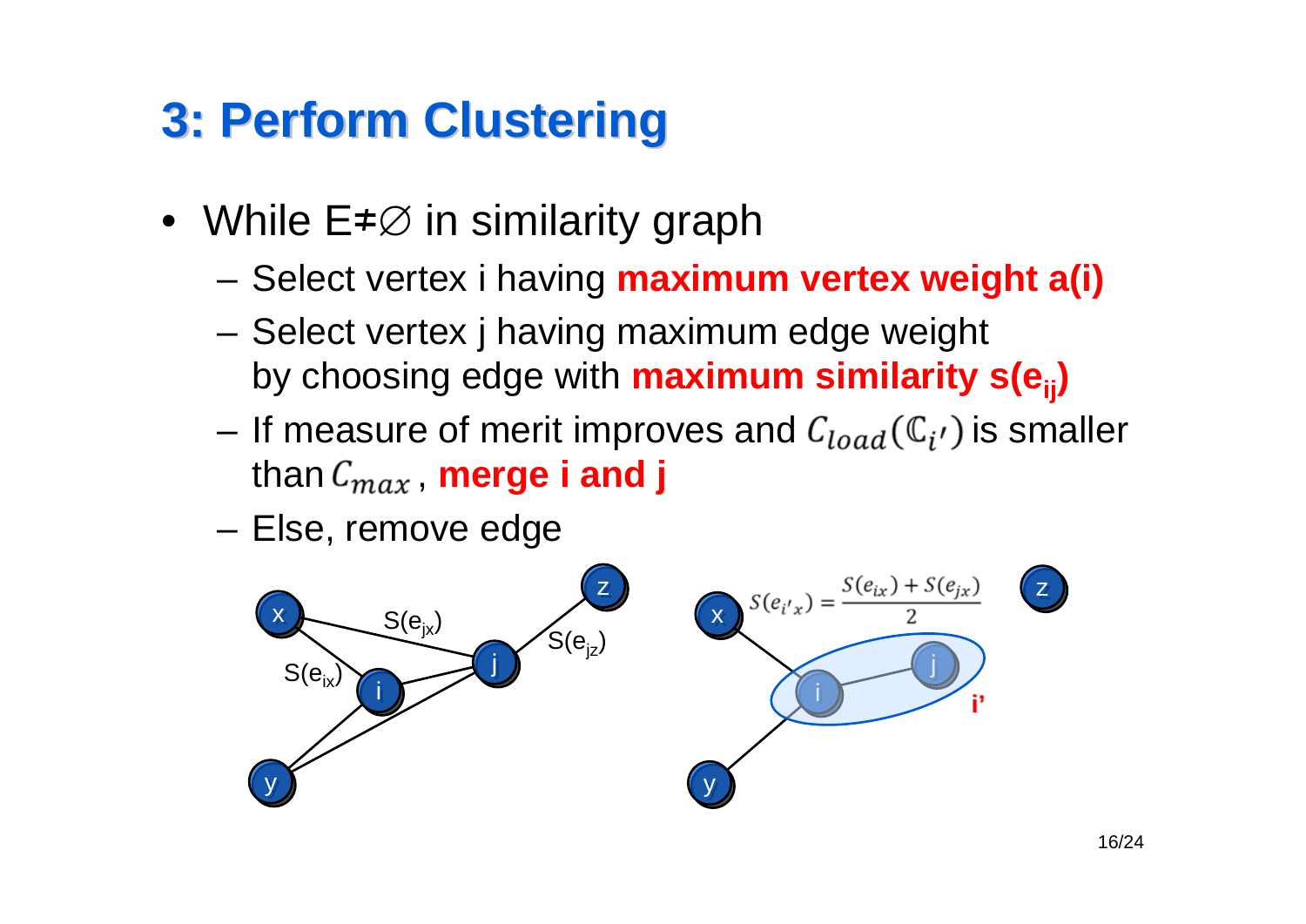# 3: Perform Clustering

- While $E \neq \varnothing$ in similarity graph
  - Select vertex i having **maximum vertex weight a(i)**
  - Select vertex j having maximum edge weight by choosing edge with **maximum similarity $s(e_{ij})$**
  - If measure of merit improves and $C_{load}(\mathbb{C}_{i'})$ is smaller than $C_{max}$, **merge i and j**
  - Else, remove edge

$$S(e_{i'x}) = \frac{S(e_{ix}) + S(e_{jx})}{2}$$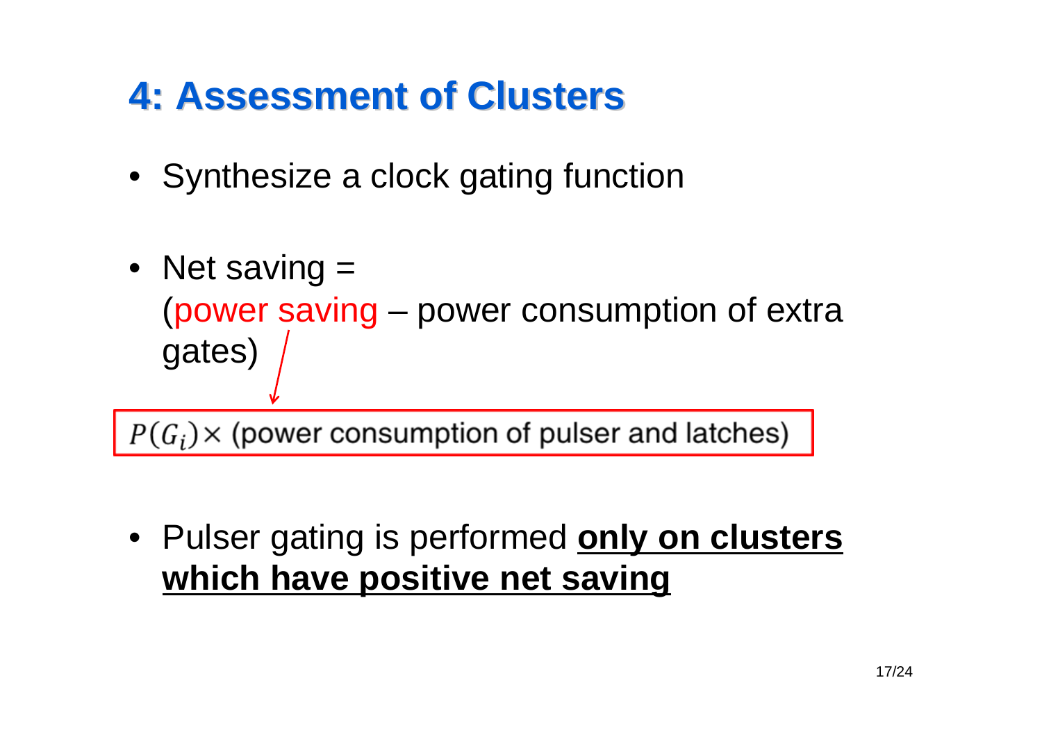# 4: Assessment of Clusters

- Synthesize a clock gating function

- Net saving =
  (power saving – power consumption of extra gates)

$P(G_i) \times$ (power consumption of pulser and latches)

- Pulser gating is performed **only on clusters which have positive net saving**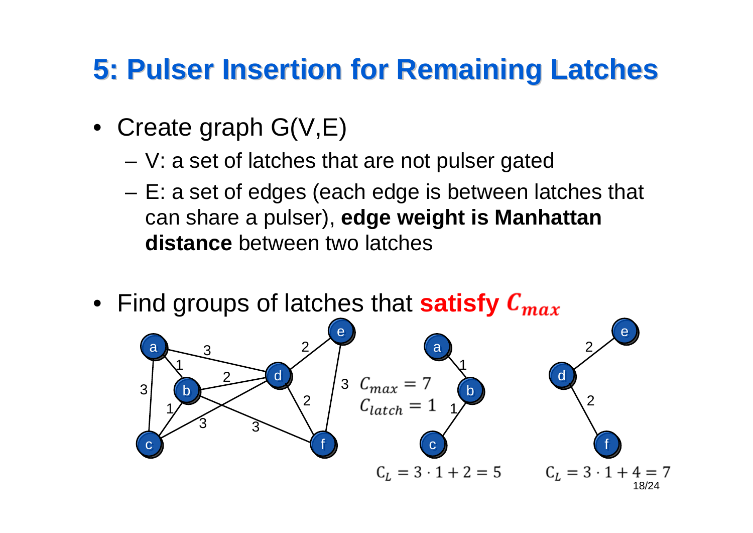# 5: Pulser Insertion for Remaining Latches

- Create graph G(V,E)
  - V: a set of latches that are not pulser gated
  - E: a set of edges (each edge is between latches that can share a pulser), **edge weight is Manhattan distance** between two latches

- Find groups of latches that **satisfy $C_{max}$**

$C_{max} = 7$

$C_{latch} = 1$

$C_L = 3 \cdot 1 + 2 = 5$

$C_L = 3 \cdot 1 + 4 = 7$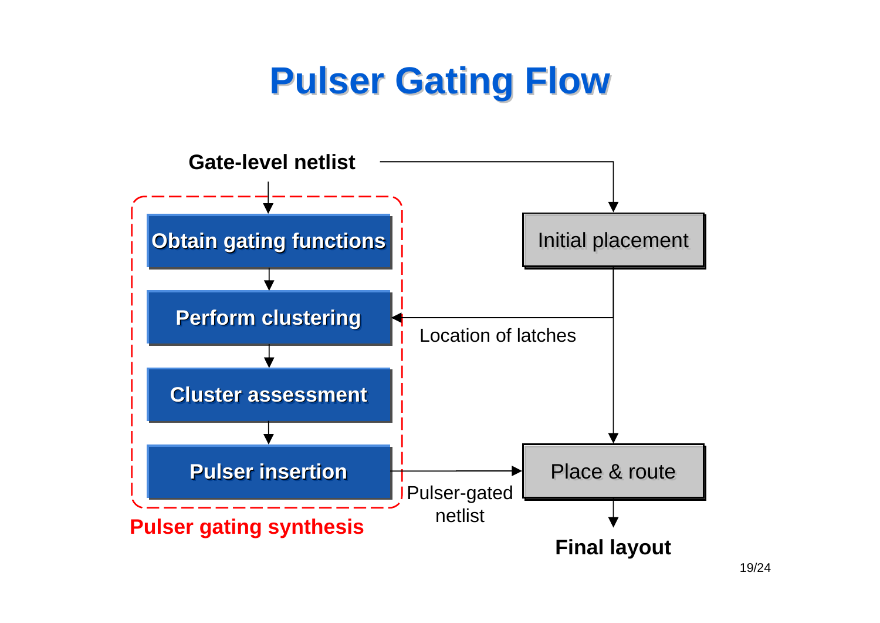# Pulser Gating Flow

Gate-level netlist

**Pulser gating synthesis**

- Obtain gating functions
- Perform clustering
- Cluster assessment
- Pulser insertion

Initial placement

Location of latches

Pulser-gated netlist

Place & route

Final layout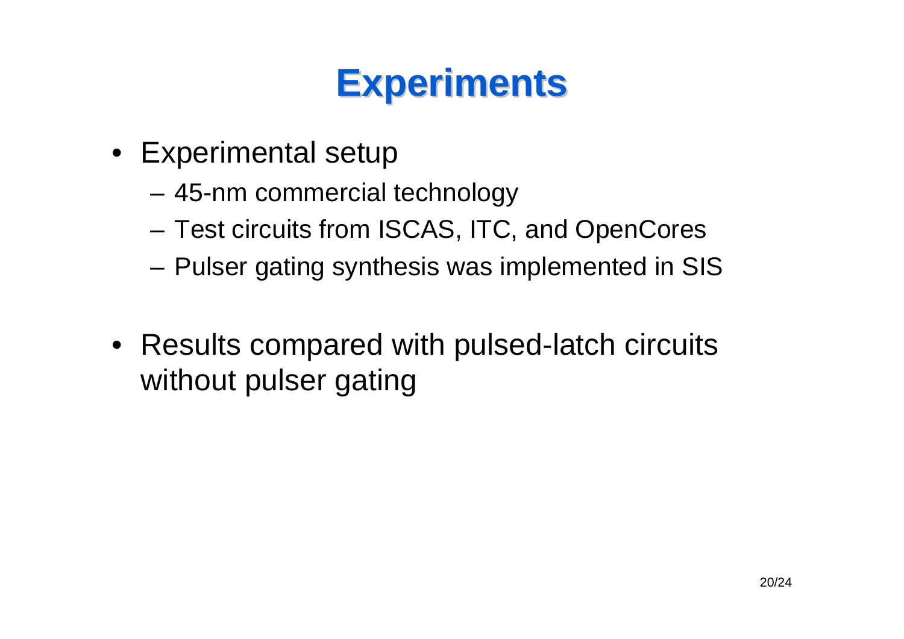# Experiments

- Experimental setup
  - 45-nm commercial technology
  - Test circuits from ISCAS, ITC, and OpenCores
  - Pulser gating synthesis was implemented in SIS

- Results compared with pulsed-latch circuits without pulser gating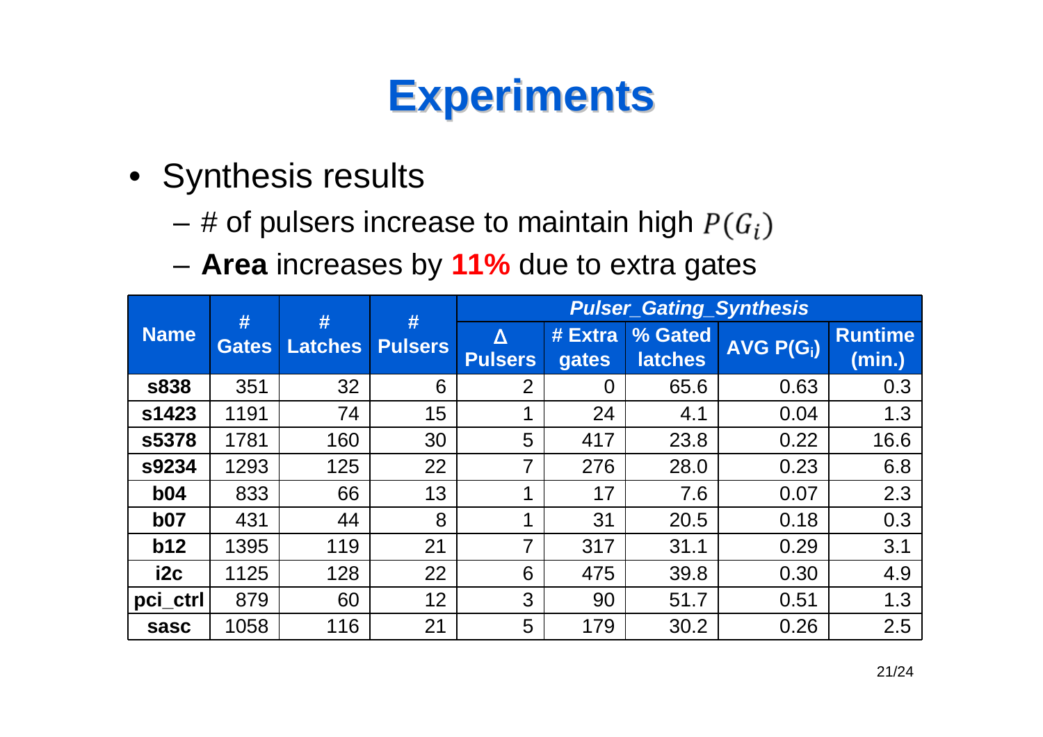# Experiments

- Synthesis results
  - # of pulsers increase to maintain high $P(G_i)$
  - **Area** increases by **11%** due to extra gates

| Name | # Gates | # Latches | # Pulsers | *Pulser_Gating_Synthesis* | | | | |
|---|---|---|---|---|---|---|---|---|
| | | | | Δ Pulsers | # Extra gates | % Gated latches | AVG $P(G_i)$ | Runtime (min.) |
| **s838** | 351 | 32 | 6 | 2 | 0 | 65.6 | 0.63 | 0.3 |
| **s1423** | 1191 | 74 | 15 | 1 | 24 | 4.1 | 0.04 | 1.3 |
| **s5378** | 1781 | 160 | 30 | 5 | 417 | 23.8 | 0.22 | 16.6 |
| **s9234** | 1293 | 125 | 22 | 7 | 276 | 28.0 | 0.23 | 6.8 |
| **b04** | 833 | 66 | 13 | 1 | 17 | 7.6 | 0.07 | 2.3 |
| **b07** | 431 | 44 | 8 | 1 | 31 | 20.5 | 0.18 | 0.3 |
| **b12** | 1395 | 119 | 21 | 7 | 317 | 31.1 | 0.29 | 3.1 |
| **i2c** | 1125 | 128 | 22 | 6 | 475 | 39.8 | 0.30 | 4.9 |
| **pci_ctrl** | 879 | 60 | 12 | 3 | 90 | 51.7 | 0.51 | 1.3 |
| **sasc** | 1058 | 116 | 21 | 5 | 179 | 30.2 | 0.26 | 2.5 |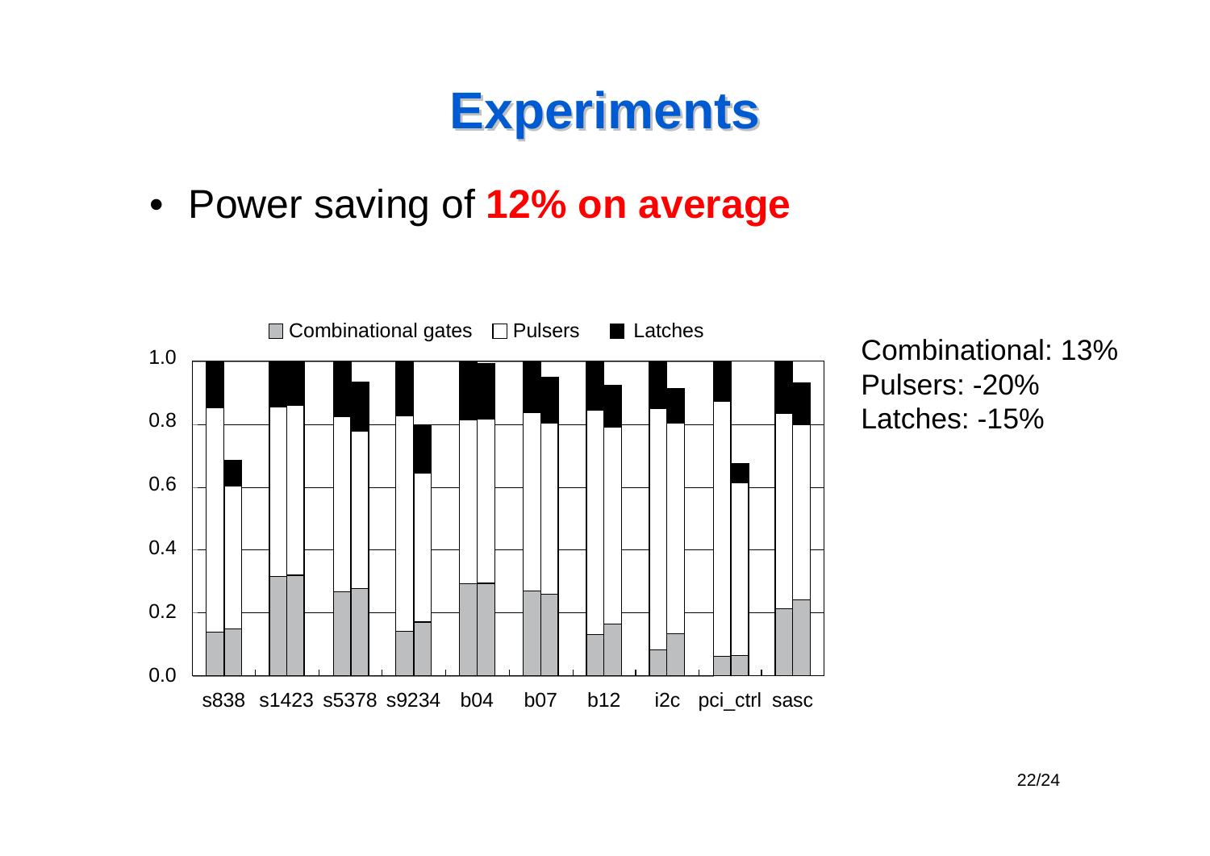# Experiments

- Power saving of **12% on average**

Combinational gates | Pulsers | Latches

1.0
0.8
0.6
0.4
0.2
0.0

s838 s1423 s5378 s9234 b04 b07 b12 i2c pci_ctrl sasc

Combinational: 13%
Pulsers: -20%
Latches: -15%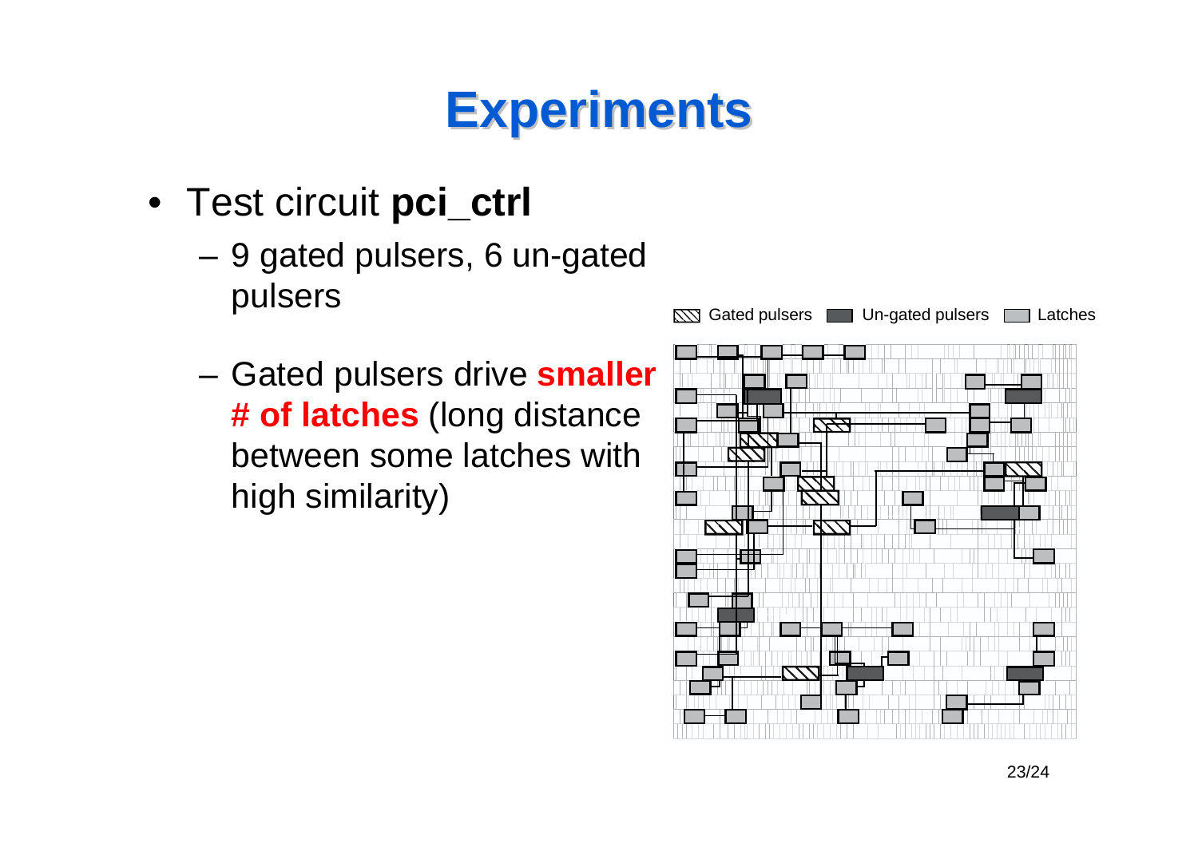# Experiments

- Test circuit **pci_ctrl**
  - 9 gated pulsers, 6 un-gated pulsers
  - Gated pulsers drive **smaller # of latches** (long distance between some latches with high similarity)

Gated pulsers   Un-gated pulsers   Latches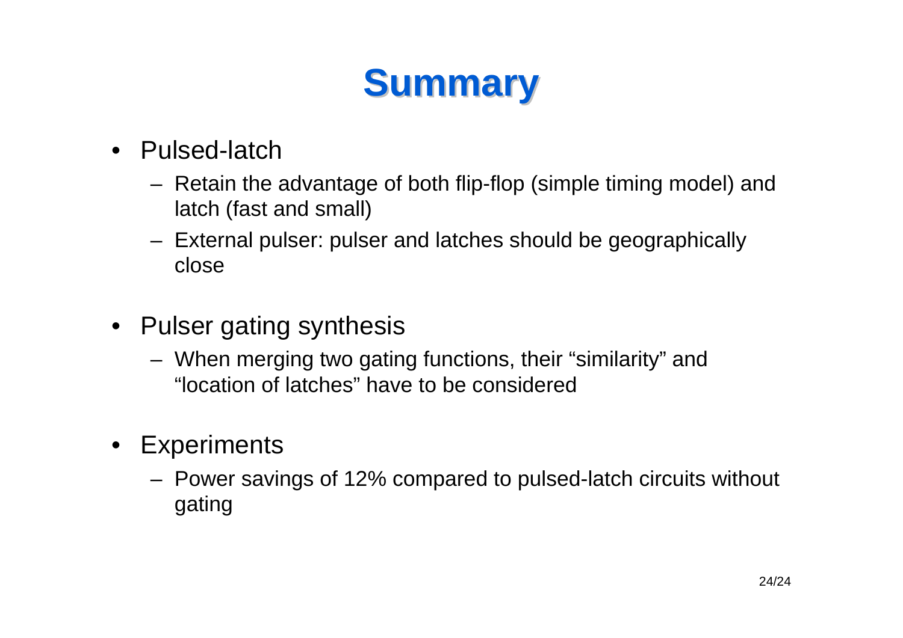# Summary

- Pulsed-latch
  - Retain the advantage of both flip-flop (simple timing model) and latch (fast and small)
  - External pulser: pulser and latches should be geographically close
- Pulser gating synthesis
  - When merging two gating functions, their “similarity” and “location of latches” have to be considered
- Experiments
  - Power savings of 12% compared to pulsed-latch circuits without gating